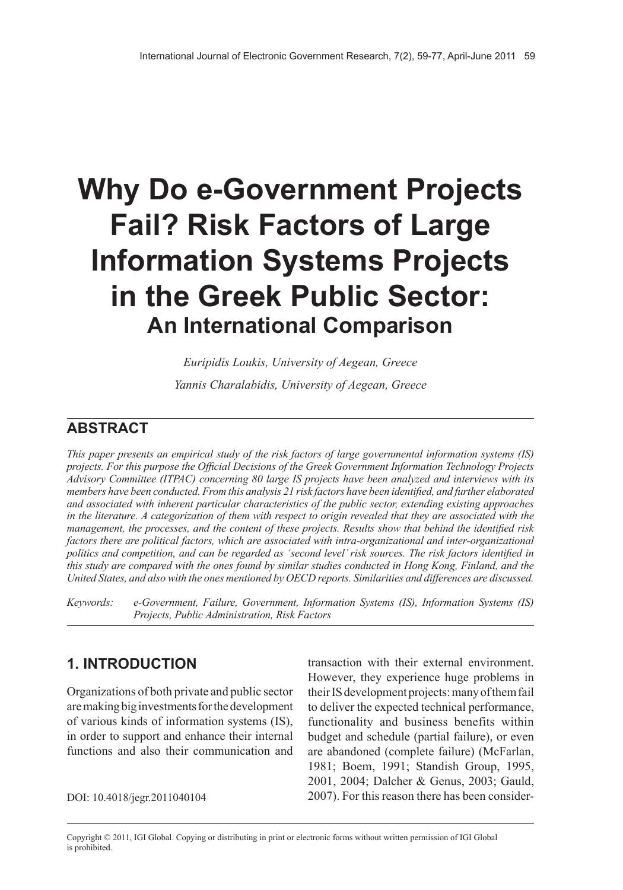# Why Do e-Government Projects Fail? Risk Factors of Large Information Systems Projects in the Greek Public Sector:
## An International Comparison

*Euripidis Loukis, University of Aegean, Greece*

*Yannis Charalabidis, University of Aegean, Greece*

## ABSTRACT

*This paper presents an empirical study of the risk factors of large governmental information systems (IS) projects. For this purpose the Official Decisions of the Greek Government Information Technology Projects Advisory Committee (ITPAC) concerning 80 large IS projects have been analyzed and interviews with its members have been conducted. From this analysis 21 risk factors have been identified, and further elaborated and associated with inherent particular characteristics of the public sector, extending existing approaches in the literature. A categorization of them with respect to origin revealed that they are associated with the management, the processes, and the content of these projects. Results show that behind the identified risk factors there are political factors, which are associated with intra-organizational and inter-organizational politics and competition, and can be regarded as 'second level' risk sources. The risk factors identified in this study are compared with the ones found by similar studies conducted in Hong Kong, Finland, and the United States, and also with the ones mentioned by OECD reports. Similarities and differences are discussed.*

*Keywords:* e-Government, Failure, Government, Information Systems (IS), Information Systems (IS) Projects, Public Administration, Risk Factors

## 1. INTRODUCTION

Organizations of both private and public sector are making big investments for the development of various kinds of information systems (IS), in order to support and enhance their internal functions and also their communication and transaction with their external environment. However, they experience huge problems in their IS development projects: many of them fail to deliver the expected technical performance, functionality and business benefits within budget and schedule (partial failure), or even are abandoned (complete failure) (McFarlan, 1981; Boem, 1991; Standish Group, 1995, 2001, 2004; Dalcher & Genus, 2003; Gauld, 2007). For this reason there has been consider-

DOI: 10.4018/jegr.2011040104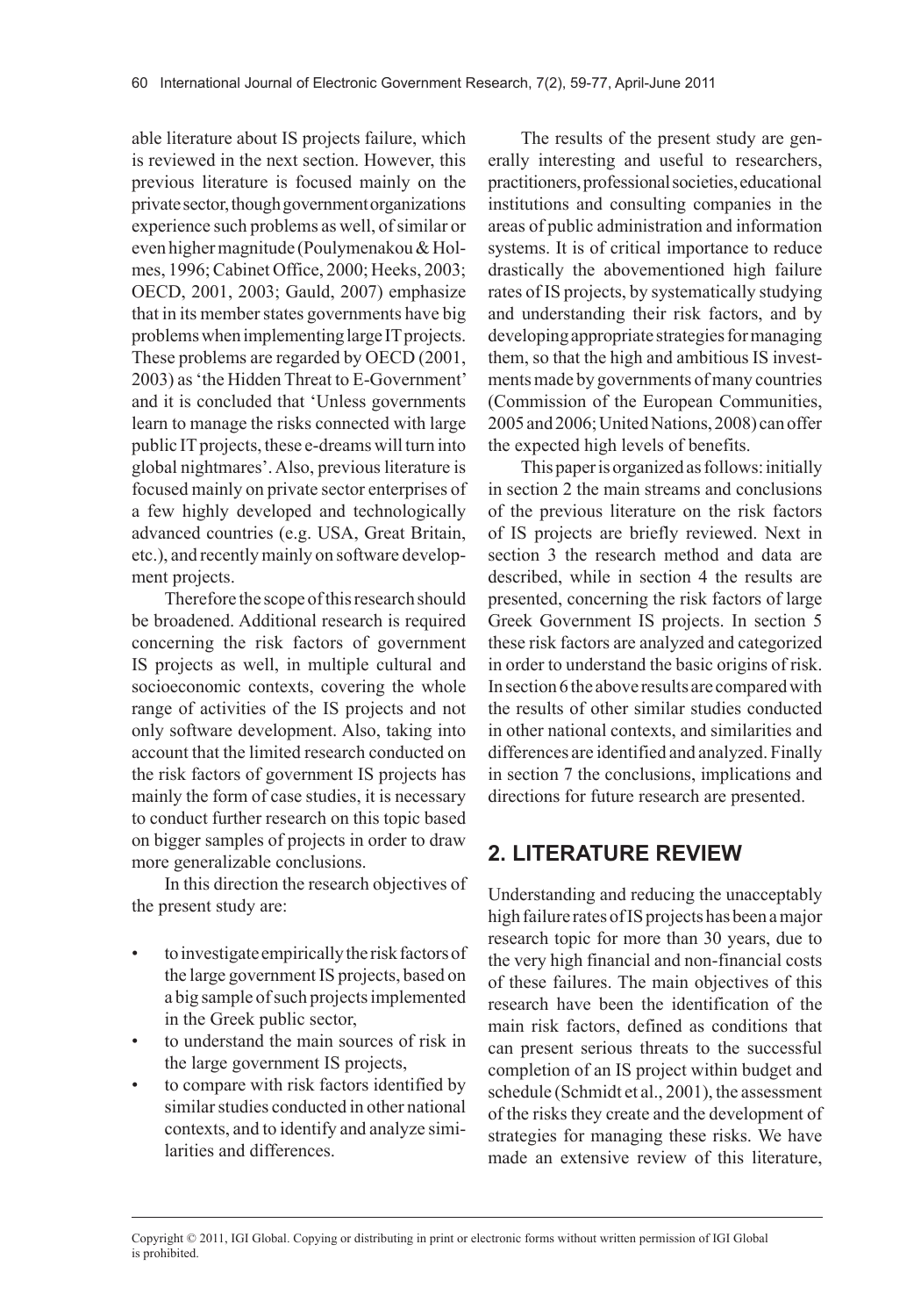able literature about IS projects failure, which is reviewed in the next section. However, this previous literature is focused mainly on the private sector, though government organizations experience such problems as well, of similar or even higher magnitude (Poulymenakou & Holmes, 1996; Cabinet Office, 2000; Heeks, 2003; OECD, 2001, 2003; Gauld, 2007) emphasize that in its member states governments have big problems when implementing large IT projects. These problems are regarded by OECD (2001, 2003) as 'the Hidden Threat to E-Government' and it is concluded that 'Unless governments learn to manage the risks connected with large public IT projects, these e-dreams will turn into global nightmares'. Also, previous literature is focused mainly on private sector enterprises of a few highly developed and technologically advanced countries (e.g. USA, Great Britain, etc.), and recently mainly on software development projects.

Therefore the scope of this research should be broadened. Additional research is required concerning the risk factors of government IS projects as well, in multiple cultural and socioeconomic contexts, covering the whole range of activities of the IS projects and not only software development. Also, taking into account that the limited research conducted on the risk factors of government IS projects has mainly the form of case studies, it is necessary to conduct further research on this topic based on bigger samples of projects in order to draw more generalizable conclusions.

In this direction the research objectives of the present study are:

- to investigate empirically the risk factors of the large government IS projects, based on a big sample of such projects implemented in the Greek public sector,
- to understand the main sources of risk in the large government IS projects,
- to compare with risk factors identified by similar studies conducted in other national contexts, and to identify and analyze similarities and differences.

The results of the present study are generally interesting and useful to researchers, practitioners, professional societies, educational institutions and consulting companies in the areas of public administration and information systems. It is of critical importance to reduce drastically the abovementioned high failure rates of IS projects, by systematically studying and understanding their risk factors, and by developing appropriate strategies for managing them, so that the high and ambitious IS investments made by governments of many countries (Commission of the European Communities, 2005 and 2006; United Nations, 2008) can offer the expected high levels of benefits.

This paper is organized as follows: initially in section 2 the main streams and conclusions of the previous literature on the risk factors of IS projects are briefly reviewed. Next in section 3 the research method and data are described, while in section 4 the results are presented, concerning the risk factors of large Greek Government IS projects. In section 5 these risk factors are analyzed and categorized in order to understand the basic origins of risk. In section 6 the above results are compared with the results of other similar studies conducted in other national contexts, and similarities and differences are identified and analyzed. Finally in section 7 the conclusions, implications and directions for future research are presented.

## 2. LITERATURE REVIEW

Understanding and reducing the unacceptably high failure rates of IS projects has been a major research topic for more than 30 years, due to the very high financial and non-financial costs of these failures. The main objectives of this research have been the identification of the main risk factors, defined as conditions that can present serious threats to the successful completion of an IS project within budget and schedule (Schmidt et al., 2001), the assessment of the risks they create and the development of strategies for managing these risks. We have made an extensive review of this literature,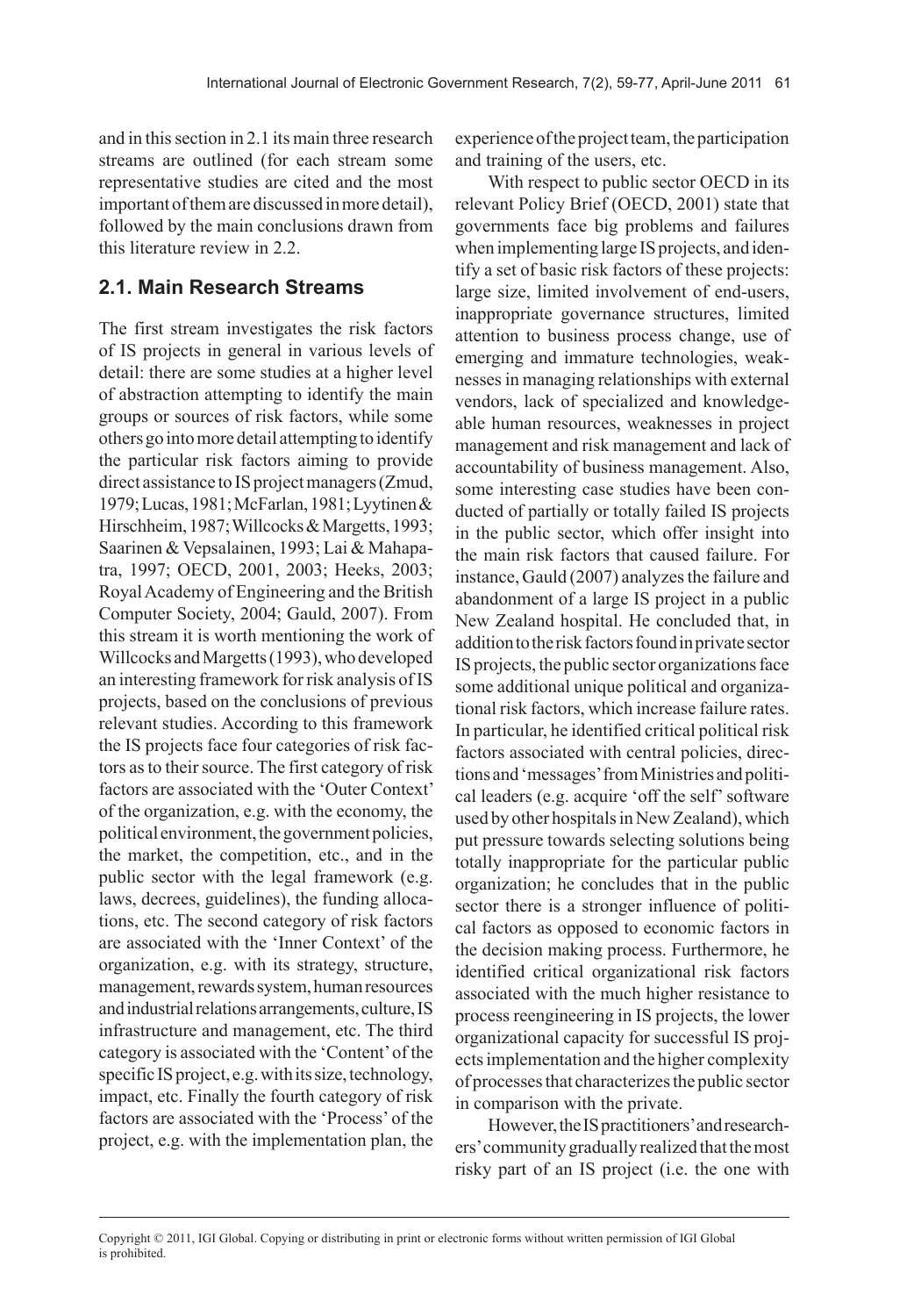and in this section in 2.1 its main three research streams are outlined (for each stream some representative studies are cited and the most important of them are discussed in more detail), followed by the main conclusions drawn from this literature review in 2.2.

## 2.1. Main Research Streams

The first stream investigates the risk factors of IS projects in general in various levels of detail: there are some studies at a higher level of abstraction attempting to identify the main groups or sources of risk factors, while some others go into more detail attempting to identify the particular risk factors aiming to provide direct assistance to IS project managers (Zmud, 1979; Lucas, 1981; McFarlan, 1981; Lyytinen & Hirschheim, 1987; Willcocks & Margetts, 1993; Saarinen & Vepsalainen, 1993; Lai & Mahapatra, 1997; OECD, 2001, 2003; Heeks, 2003; Royal Academy of Engineering and the British Computer Society, 2004; Gauld, 2007). From this stream it is worth mentioning the work of Willcocks and Margetts (1993), who developed an interesting framework for risk analysis of IS projects, based on the conclusions of previous relevant studies. According to this framework the IS projects face four categories of risk factors as to their source. The first category of risk factors are associated with the 'Outer Context' of the organization, e.g. with the economy, the political environment, the government policies, the market, the competition, etc., and in the public sector with the legal framework (e.g. laws, decrees, guidelines), the funding allocations, etc. The second category of risk factors are associated with the 'Inner Context' of the organization, e.g. with its strategy, structure, management, rewards system, human resources and industrial relations arrangements, culture, IS infrastructure and management, etc. The third category is associated with the 'Content' of the specific IS project, e.g. with its size, technology, impact, etc. Finally the fourth category of risk factors are associated with the 'Process' of the project, e.g. with the implementation plan, the experience of the project team, the participation and training of the users, etc.

With respect to public sector OECD in its relevant Policy Brief (OECD, 2001) state that governments face big problems and failures when implementing large IS projects, and identify a set of basic risk factors of these projects: large size, limited involvement of end-users, inappropriate governance structures, limited attention to business process change, use of emerging and immature technologies, weaknesses in managing relationships with external vendors, lack of specialized and knowledgeable human resources, weaknesses in project management and risk management and lack of accountability of business management. Also, some interesting case studies have been conducted of partially or totally failed IS projects in the public sector, which offer insight into the main risk factors that caused failure. For instance, Gauld (2007) analyzes the failure and abandonment of a large IS project in a public New Zealand hospital. He concluded that, in addition to the risk factors found in private sector IS projects, the public sector organizations face some additional unique political and organizational risk factors, which increase failure rates. In particular, he identified critical political risk factors associated with central policies, directions and 'messages' from Ministries and political leaders (e.g. acquire 'off the self' software used by other hospitals in New Zealand), which put pressure towards selecting solutions being totally inappropriate for the particular public organization; he concludes that in the public sector there is a stronger influence of political factors as opposed to economic factors in the decision making process. Furthermore, he identified critical organizational risk factors associated with the much higher resistance to process reengineering in IS projects, the lower organizational capacity for successful IS projects implementation and the higher complexity of processes that characterizes the public sector in comparison with the private.

However, the IS practitioners' and researchers' community gradually realized that the most risky part of an IS project (i.e. the one with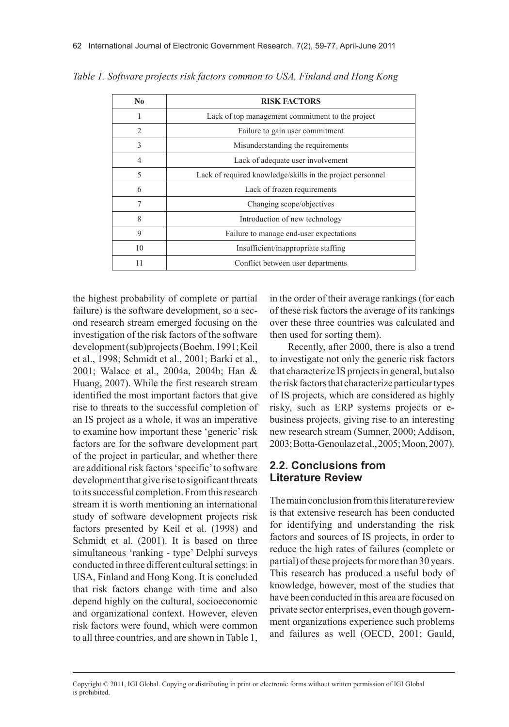*Table 1. Software projects risk factors common to USA, Finland and Hong Kong*

| No | RISK FACTORS |
|---|---|
| 1 | Lack of top management commitment to the project |
| 2 | Failure to gain user commitment |
| 3 | Misunderstanding the requirements |
| 4 | Lack of adequate user involvement |
| 5 | Lack of required knowledge/skills in the project personnel |
| 6 | Lack of frozen requirements |
| 7 | Changing scope/objectives |
| 8 | Introduction of new technology |
| 9 | Failure to manage end-user expectations |
| 10 | Insufficient/inappropriate staffing |
| 11 | Conflict between user departments |

the highest probability of complete or partial failure) is the software development, so a second research stream emerged focusing on the investigation of the risk factors of the software development (sub)projects (Boehm, 1991; Keil et al., 1998; Schmidt et al., 2001; Barki et al., 2001; Walace et al., 2004a, 2004b; Han & Huang, 2007). While the first research stream identified the most important factors that give rise to threats to the successful completion of an IS project as a whole, it was an imperative to examine how important these 'generic' risk factors are for the software development part of the project in particular, and whether there are additional risk factors 'specific' to software development that give rise to significant threats to its successful completion. From this research stream it is worth mentioning an international study of software development projects risk factors presented by Keil et al. (1998) and Schmidt et al. (2001). It is based on three simultaneous 'ranking - type' Delphi surveys conducted in three different cultural settings: in USA, Finland and Hong Kong. It is concluded that risk factors change with time and also depend highly on the cultural, socioeconomic and organizational context. However, eleven risk factors were found, which were common to all three countries, and are shown in Table 1, in the order of their average rankings (for each of these risk factors the average of its rankings over these three countries was calculated and then used for sorting them).

Recently, after 2000, there is also a trend to investigate not only the generic risk factors that characterize IS projects in general, but also the risk factors that characterize particular types of IS projects, which are considered as highly risky, such as ERP systems projects or e-business projects, giving rise to an interesting new research stream (Sumner, 2000; Addison, 2003; Botta-Genoulaz et al., 2005; Moon, 2007).

## 2.2. Conclusions from Literature Review

The main conclusion from this literature review is that extensive research has been conducted for identifying and understanding the risk factors and sources of IS projects, in order to reduce the high rates of failures (complete or partial) of these projects for more than 30 years. This research has produced a useful body of knowledge, however, most of the studies that have been conducted in this area are focused on private sector enterprises, even though government organizations experience such problems and failures as well (OECD, 2001; Gauld,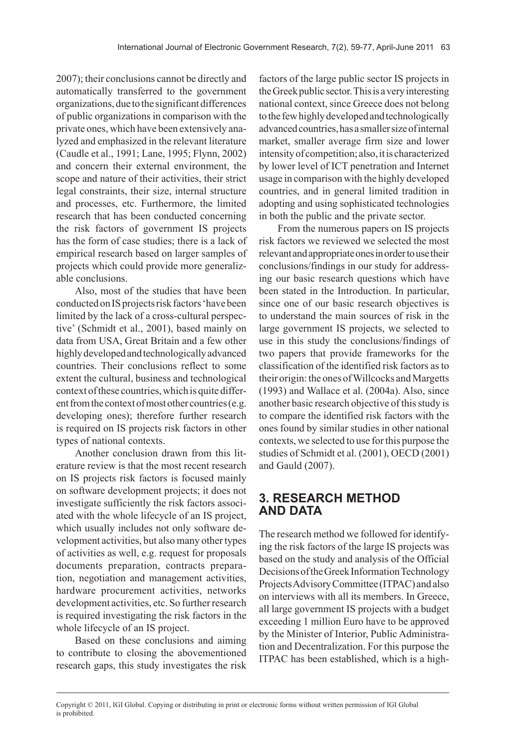2007); their conclusions cannot be directly and automatically transferred to the government organizations, due to the significant differences of public organizations in comparison with the private ones, which have been extensively analyzed and emphasized in the relevant literature (Caudle et al., 1991; Lane, 1995; Flynn, 2002) and concern their external environment, the scope and nature of their activities, their strict legal constraints, their size, internal structure and processes, etc. Furthermore, the limited research that has been conducted concerning the risk factors of government IS projects has the form of case studies; there is a lack of empirical research based on larger samples of projects which could provide more generalizable conclusions.

Also, most of the studies that have been conducted on IS projects risk factors 'have been limited by the lack of a cross-cultural perspective' (Schmidt et al., 2001), based mainly on data from USA, Great Britain and a few other highly developed and technologically advanced countries. Their conclusions reflect to some extent the cultural, business and technological context of these countries, which is quite different from the context of most other countries (e.g. developing ones); therefore further research is required on IS projects risk factors in other types of national contexts.

Another conclusion drawn from this literature review is that the most recent research on IS projects risk factors is focused mainly on software development projects; it does not investigate sufficiently the risk factors associated with the whole lifecycle of an IS project, which usually includes not only software development activities, but also many other types of activities as well, e.g. request for proposals documents preparation, contracts preparation, negotiation and management activities, hardware procurement activities, networks development activities, etc. So further research is required investigating the risk factors in the whole lifecycle of an IS project.

Based on these conclusions and aiming to contribute to closing the abovementioned research gaps, this study investigates the risk factors of the large public sector IS projects in the Greek public sector. This is a very interesting national context, since Greece does not belong to the few highly developed and technologically advanced countries, has a smaller size of internal market, smaller average firm size and lower intensity of competition; also, it is characterized by lower level of ICT penetration and Internet usage in comparison with the highly developed countries, and in general limited tradition in adopting and using sophisticated technologies in both the public and the private sector.

From the numerous papers on IS projects risk factors we reviewed we selected the most relevant and appropriate ones in order to use their conclusions/findings in our study for addressing our basic research questions which have been stated in the Introduction. In particular, since one of our basic research objectives is to understand the main sources of risk in the large government IS projects, we selected to use in this study the conclusions/findings of two papers that provide frameworks for the classification of the identified risk factors as to their origin: the ones of Willcocks and Margetts (1993) and Wallace et al. (2004a). Also, since another basic research objective of this study is to compare the identified risk factors with the ones found by similar studies in other national contexts, we selected to use for this purpose the studies of Schmidt et al. (2001), OECD (2001) and Gauld (2007).

## 3. RESEARCH METHOD AND DATA

The research method we followed for identifying the risk factors of the large IS projects was based on the study and analysis of the Official Decisions of the Greek Information Technology Projects Advisory Committee (ITPAC) and also on interviews with all its members. In Greece, all large government IS projects with a budget exceeding 1 million Euro have to be approved by the Minister of Interior, Public Administration and Decentralization. For this purpose the ITPAC has been established, which is a high-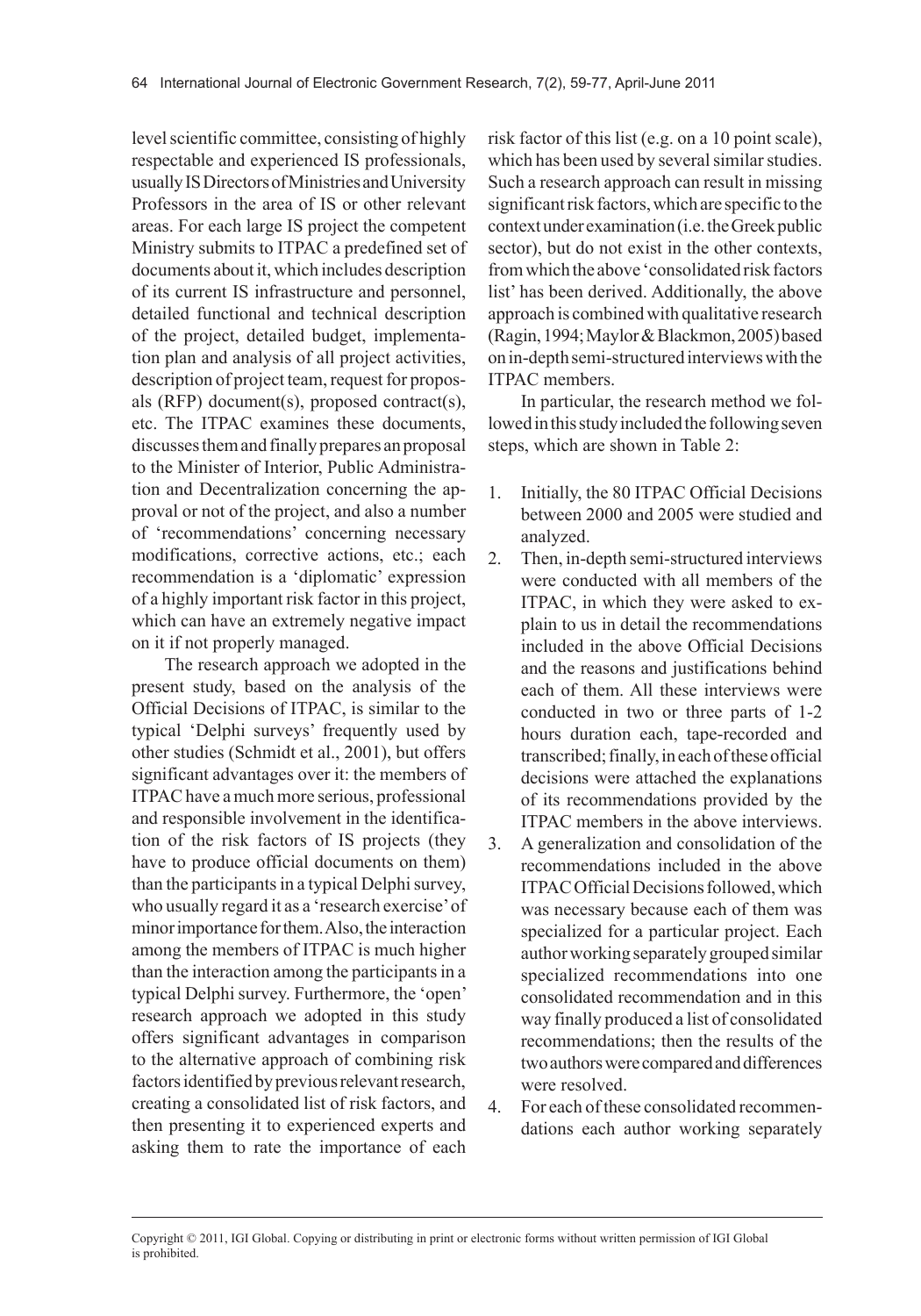level scientific committee, consisting of highly respectable and experienced IS professionals, usually IS Directors of Ministries and University Professors in the area of IS or other relevant areas. For each large IS project the competent Ministry submits to ITPAC a predefined set of documents about it, which includes description of its current IS infrastructure and personnel, detailed functional and technical description of the project, detailed budget, implementation plan and analysis of all project activities, description of project team, request for proposals (RFP) document(s), proposed contract(s), etc. The ITPAC examines these documents, discusses them and finally prepares an proposal to the Minister of Interior, Public Administration and Decentralization concerning the approval or not of the project, and also a number of 'recommendations' concerning necessary modifications, corrective actions, etc.; each recommendation is a 'diplomatic' expression of a highly important risk factor in this project, which can have an extremely negative impact on it if not properly managed.

The research approach we adopted in the present study, based on the analysis of the Official Decisions of ITPAC, is similar to the typical 'Delphi surveys' frequently used by other studies (Schmidt et al., 2001), but offers significant advantages over it: the members of ITPAC have a much more serious, professional and responsible involvement in the identification of the risk factors of IS projects (they have to produce official documents on them) than the participants in a typical Delphi survey, who usually regard it as a 'research exercise' of minor importance for them. Also, the interaction among the members of ITPAC is much higher than the interaction among the participants in a typical Delphi survey. Furthermore, the 'open' research approach we adopted in this study offers significant advantages in comparison to the alternative approach of combining risk factors identified by previous relevant research, creating a consolidated list of risk factors, and then presenting it to experienced experts and asking them to rate the importance of each risk factor of this list (e.g. on a 10 point scale), which has been used by several similar studies. Such a research approach can result in missing significant risk factors, which are specific to the context under examination (i.e. the Greek public sector), but do not exist in the other contexts, from which the above 'consolidated risk factors list' has been derived. Additionally, the above approach is combined with qualitative research (Ragin, 1994; Maylor & Blackmon, 2005) based on in-depth semi-structured interviews with the ITPAC members.

In particular, the research method we followed in this study included the following seven steps, which are shown in Table 2:

1. Initially, the 80 ITPAC Official Decisions between 2000 and 2005 were studied and analyzed.
2. Then, in-depth semi-structured interviews were conducted with all members of the ITPAC, in which they were asked to explain to us in detail the recommendations included in the above Official Decisions and the reasons and justifications behind each of them. All these interviews were conducted in two or three parts of 1-2 hours duration each, tape-recorded and transcribed; finally, in each of these official decisions were attached the explanations of its recommendations provided by the ITPAC members in the above interviews.
3. A generalization and consolidation of the recommendations included in the above ITPAC Official Decisions followed, which was necessary because each of them was specialized for a particular project. Each author working separately grouped similar specialized recommendations into one consolidated recommendation and in this way finally produced a list of consolidated recommendations; then the results of the two authors were compared and differences were resolved.
4. For each of these consolidated recommendations each author working separately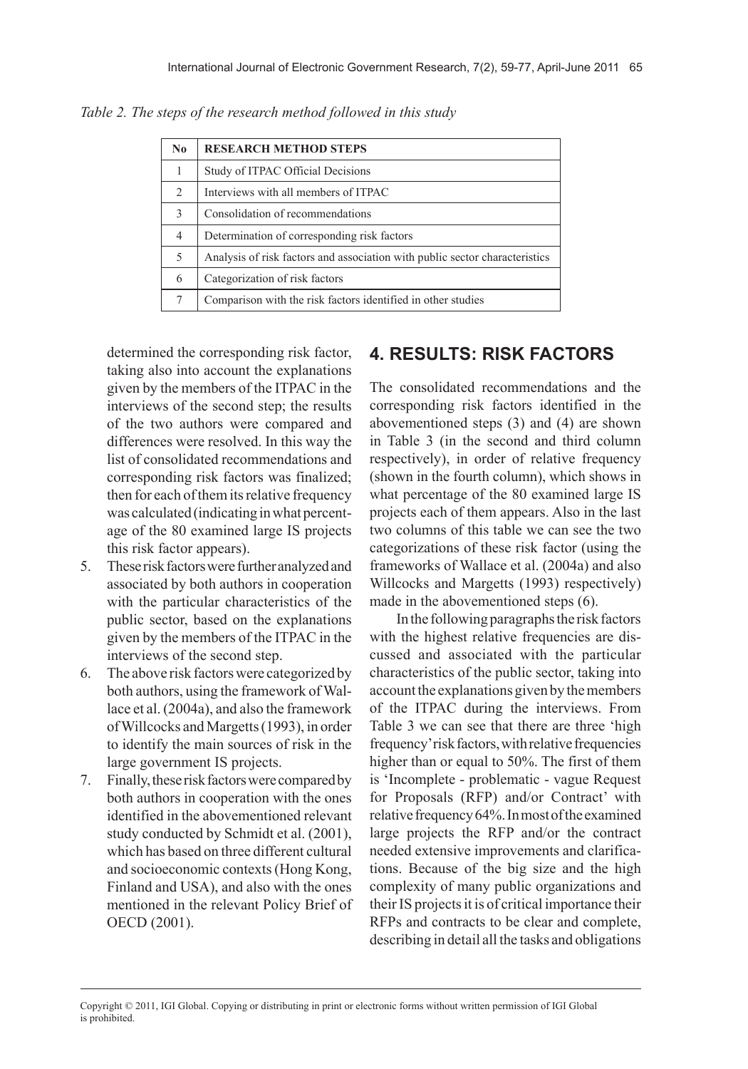*Table 2. The steps of the research method followed in this study*

| No | RESEARCH METHOD STEPS |
|---|---|
| 1 | Study of ITPAC Official Decisions |
| 2 | Interviews with all members of ITPAC |
| 3 | Consolidation of recommendations |
| 4 | Determination of corresponding risk factors |
| 5 | Analysis of risk factors and association with public sector characteristics |
| 6 | Categorization of risk factors |
| 7 | Comparison with the risk factors identified in other studies |

determined the corresponding risk factor, taking also into account the explanations given by the members of the ITPAC in the interviews of the second step; the results of the two authors were compared and differences were resolved. In this way the list of consolidated recommendations and corresponding risk factors was finalized; then for each of them its relative frequency was calculated (indicating in what percentage of the 80 examined large IS projects this risk factor appears).

5. These risk factors were further analyzed and associated by both authors in cooperation with the particular characteristics of the public sector, based on the explanations given by the members of the ITPAC in the interviews of the second step.
6. The above risk factors were categorized by both authors, using the framework of Wallace et al. (2004a), and also the framework of Willcocks and Margetts (1993), in order to identify the main sources of risk in the large government IS projects.
7. Finally, these risk factors were compared by both authors in cooperation with the ones identified in the abovementioned relevant study conducted by Schmidt et al. (2001), which has based on three different cultural and socioeconomic contexts (Hong Kong, Finland and USA), and also with the ones mentioned in the relevant Policy Brief of OECD (2001).

## 4. RESULTS: RISK FACTORS

The consolidated recommendations and the corresponding risk factors identified in the abovementioned steps (3) and (4) are shown in Table 3 (in the second and third column respectively), in order of relative frequency (shown in the fourth column), which shows in what percentage of the 80 examined large IS projects each of them appears. Also in the last two columns of this table we can see the two categorizations of these risk factor (using the frameworks of Wallace et al. (2004a) and also Willcocks and Margetts (1993) respectively) made in the abovementioned steps (6).

In the following paragraphs the risk factors with the highest relative frequencies are discussed and associated with the particular characteristics of the public sector, taking into account the explanations given by the members of the ITPAC during the interviews. From Table 3 we can see that there are three 'high frequency' risk factors, with relative frequencies higher than or equal to 50%. The first of them is 'Incomplete - problematic - vague Request for Proposals (RFP) and/or Contract' with relative frequency 64%. In most of the examined large projects the RFP and/or the contract needed extensive improvements and clarifications. Because of the big size and the high complexity of many public organizations and their IS projects it is of critical importance their RFPs and contracts to be clear and complete, describing in detail all the tasks and obligations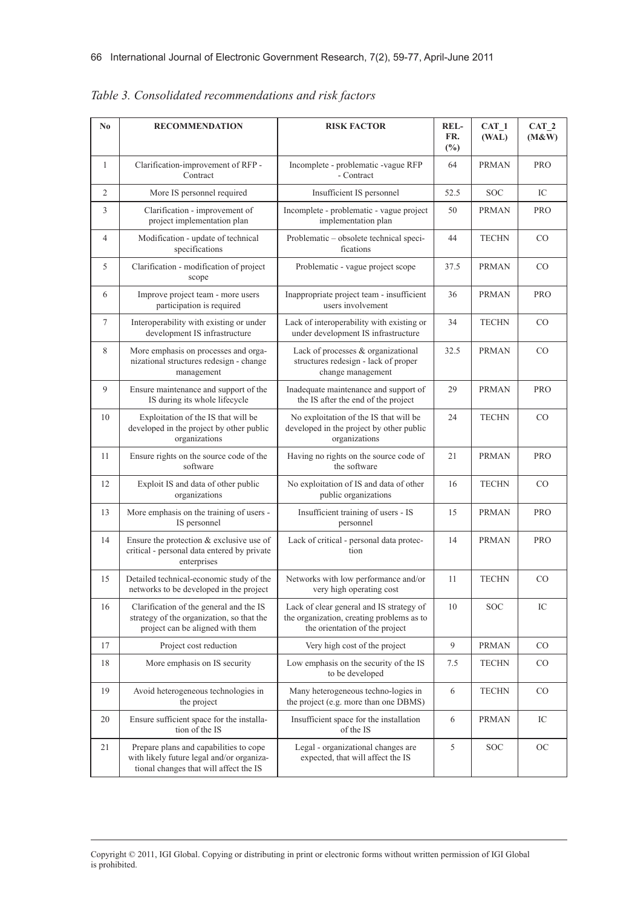*Table 3. Consolidated recommendations and risk factors*

| No | RECOMMENDATION | RISK FACTOR | REL-FR. (%) | CAT_1 (WAL) | CAT_2 (M&W) |
|---|---|---|---|---|---|
| 1 | Clarification-improvement of RFP - Contract | Incomplete - problematic -vague RFP - Contract | 64 | PRMAN | PRO |
| 2 | More IS personnel required | Insufficient IS personnel | 52.5 | SOC | IC |
| 3 | Clarification - improvement of project implementation plan | Incomplete - problematic - vague project implementation plan | 50 | PRMAN | PRO |
| 4 | Modification - update of technical specifications | Problematic – obsolete technical specifications | 44 | TECHN | CO |
| 5 | Clarification - modification of project scope | Problematic - vague project scope | 37.5 | PRMAN | CO |
| 6 | Improve project team - more users participation is required | Inappropriate project team - insufficient users involvement | 36 | PRMAN | PRO |
| 7 | Interoperability with existing or under development IS infrastructure | Lack of interoperability with existing or under development IS infrastructure | 34 | TECHN | CO |
| 8 | More emphasis on processes and organizational structures redesign - change management | Lack of processes & organizational structures redesign - lack of proper change management | 32.5 | PRMAN | CO |
| 9 | Ensure maintenance and support of the IS during its whole lifecycle | Inadequate maintenance and support of the IS after the end of the project | 29 | PRMAN | PRO |
| 10 | Exploitation of the IS that will be developed in the project by other public organizations | No exploitation of the IS that will be developed in the project by other public organizations | 24 | TECHN | CO |
| 11 | Ensure rights on the source code of the software | Having no rights on the source code of the software | 21 | PRMAN | PRO |
| 12 | Exploit IS and data of other public organizations | No exploitation of IS and data of other public organizations | 16 | TECHN | CO |
| 13 | More emphasis on the training of users - IS personnel | Insufficient training of users - IS personnel | 15 | PRMAN | PRO |
| 14 | Ensure the protection & exclusive use of critical - personal data entered by private enterprises | Lack of critical - personal data protection | 14 | PRMAN | PRO |
| 15 | Detailed technical-economic study of the networks to be developed in the project | Networks with low performance and/or very high operating cost | 11 | TECHN | CO |
| 16 | Clarification of the general and the IS strategy of the organization, so that the project can be aligned with them | Lack of clear general and IS strategy of the organization, creating problems as to the orientation of the project | 10 | SOC | IC |
| 17 | Project cost reduction | Very high cost of the project | 9 | PRMAN | CO |
| 18 | More emphasis on IS security | Low emphasis on the security of the IS to be developed | 7.5 | TECHN | CO |
| 19 | Avoid heterogeneous technologies in the project | Many heterogeneous techno-logies in the project (e.g. more than one DBMS) | 6 | TECHN | CO |
| 20 | Ensure sufficient space for the installation of the IS | Insufficient space for the installation of the IS | 6 | PRMAN | IC |
| 21 | Prepare plans and capabilities to cope with likely future legal and/or organizational changes that will affect the IS | Legal - organizational changes are expected, that will affect the IS | 5 | SOC | OC |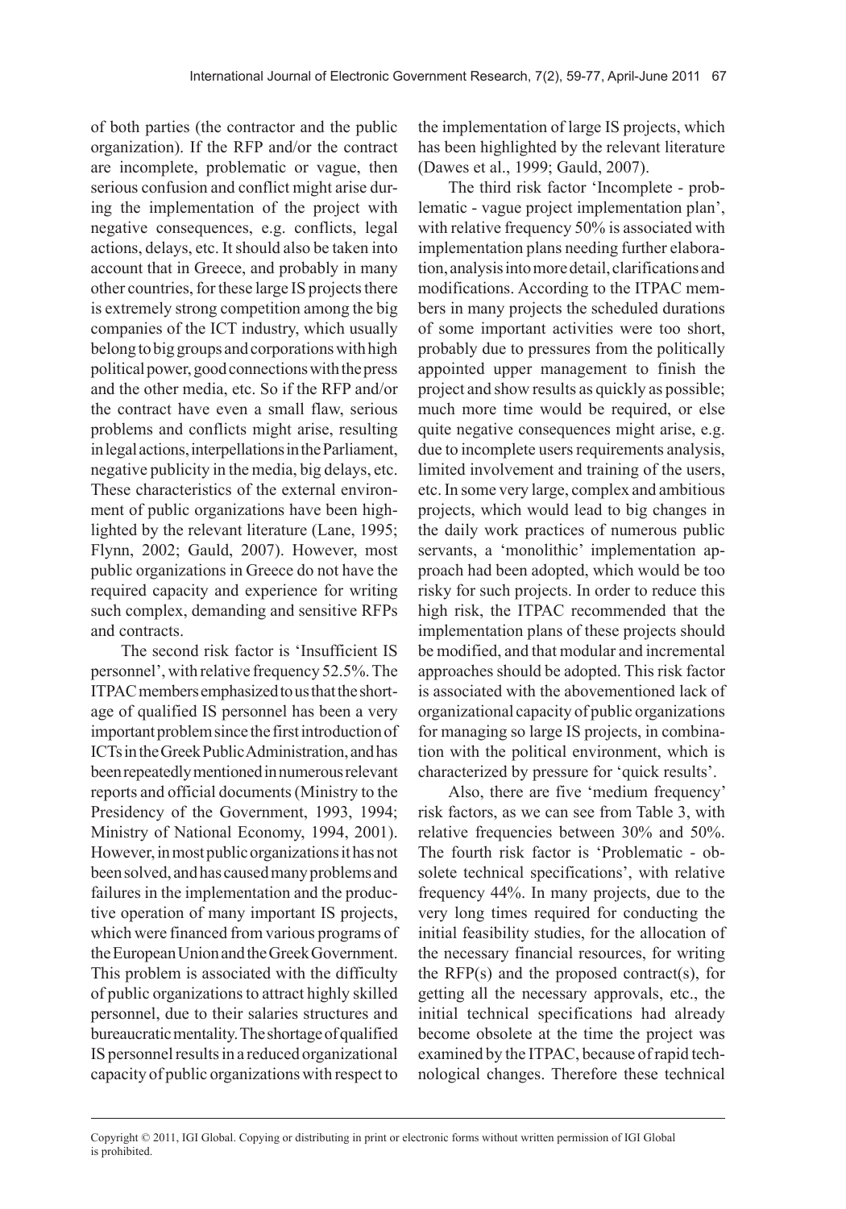of both parties (the contractor and the public organization). If the RFP and/or the contract are incomplete, problematic or vague, then serious confusion and conflict might arise during the implementation of the project with negative consequences, e.g. conflicts, legal actions, delays, etc. It should also be taken into account that in Greece, and probably in many other countries, for these large IS projects there is extremely strong competition among the big companies of the ICT industry, which usually belong to big groups and corporations with high political power, good connections with the press and the other media, etc. So if the RFP and/or the contract have even a small flaw, serious problems and conflicts might arise, resulting in legal actions, interpellations in the Parliament, negative publicity in the media, big delays, etc. These characteristics of the external environment of public organizations have been highlighted by the relevant literature (Lane, 1995; Flynn, 2002; Gauld, 2007). However, most public organizations in Greece do not have the required capacity and experience for writing such complex, demanding and sensitive RFPs and contracts.

The second risk factor is 'Insufficient IS personnel', with relative frequency 52.5%. The ITPAC members emphasized to us that the shortage of qualified IS personnel has been a very important problem since the first introduction of ICTs in the Greek Public Administration, and has been repeatedly mentioned in numerous relevant reports and official documents (Ministry to the Presidency of the Government, 1993, 1994; Ministry of National Economy, 1994, 2001). However, in most public organizations it has not been solved, and has caused many problems and failures in the implementation and the productive operation of many important IS projects, which were financed from various programs of the European Union and the Greek Government. This problem is associated with the difficulty of public organizations to attract highly skilled personnel, due to their salaries structures and bureaucratic mentality. The shortage of qualified IS personnel results in a reduced organizational capacity of public organizations with respect to the implementation of large IS projects, which has been highlighted by the relevant literature (Dawes et al., 1999; Gauld, 2007).

The third risk factor 'Incomplete - problematic - vague project implementation plan', with relative frequency 50% is associated with implementation plans needing further elaboration, analysis into more detail, clarifications and modifications. According to the ITPAC members in many projects the scheduled durations of some important activities were too short, probably due to pressures from the politically appointed upper management to finish the project and show results as quickly as possible; much more time would be required, or else quite negative consequences might arise, e.g. due to incomplete users requirements analysis, limited involvement and training of the users, etc. In some very large, complex and ambitious projects, which would lead to big changes in the daily work practices of numerous public servants, a 'monolithic' implementation approach had been adopted, which would be too risky for such projects. In order to reduce this high risk, the ITPAC recommended that the implementation plans of these projects should be modified, and that modular and incremental approaches should be adopted. This risk factor is associated with the abovementioned lack of organizational capacity of public organizations for managing so large IS projects, in combination with the political environment, which is characterized by pressure for 'quick results'.

Also, there are five 'medium frequency' risk factors, as we can see from Table 3, with relative frequencies between 30% and 50%. The fourth risk factor is 'Problematic - obsolete technical specifications', with relative frequency 44%. In many projects, due to the very long times required for conducting the initial feasibility studies, for the allocation of the necessary financial resources, for writing the RFP(s) and the proposed contract(s), for getting all the necessary approvals, etc., the initial technical specifications had already become obsolete at the time the project was examined by the ITPAC, because of rapid technological changes. Therefore these technical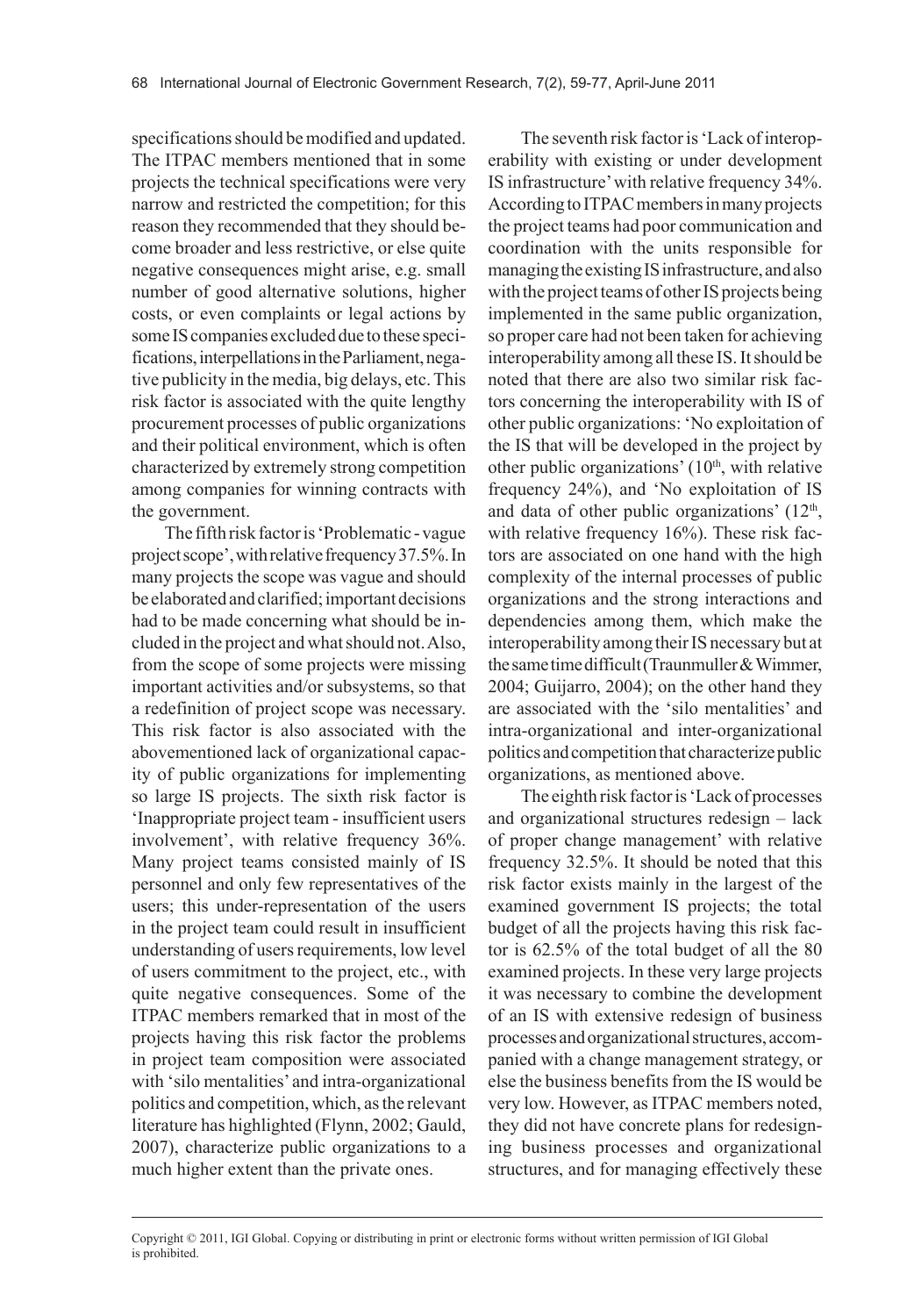specifications should be modified and updated. The ITPAC members mentioned that in some projects the technical specifications were very narrow and restricted the competition; for this reason they recommended that they should become broader and less restrictive, or else quite negative consequences might arise, e.g. small number of good alternative solutions, higher costs, or even complaints or legal actions by some IS companies excluded due to these specifications, interpellations in the Parliament, negative publicity in the media, big delays, etc. This risk factor is associated with the quite lengthy procurement processes of public organizations and their political environment, which is often characterized by extremely strong competition among companies for winning contracts with the government.

The fifth risk factor is 'Problematic - vague project scope', with relative frequency 37.5%. In many projects the scope was vague and should be elaborated and clarified; important decisions had to be made concerning what should be included in the project and what should not. Also, from the scope of some projects were missing important activities and/or subsystems, so that a redefinition of project scope was necessary. This risk factor is also associated with the abovementioned lack of organizational capacity of public organizations for implementing so large IS projects. The sixth risk factor is 'Inappropriate project team - insufficient users involvement', with relative frequency 36%. Many project teams consisted mainly of IS personnel and only few representatives of the users; this under-representation of the users in the project team could result in insufficient understanding of users requirements, low level of users commitment to the project, etc., with quite negative consequences. Some of the ITPAC members remarked that in most of the projects having this risk factor the problems in project team composition were associated with 'silo mentalities' and intra-organizational politics and competition, which, as the relevant literature has highlighted (Flynn, 2002; Gauld, 2007), characterize public organizations to a much higher extent than the private ones.

The seventh risk factor is 'Lack of interoperability with existing or under development IS infrastructure' with relative frequency 34%. According to ITPAC members in many projects the project teams had poor communication and coordination with the units responsible for managing the existing IS infrastructure, and also with the project teams of other IS projects being implemented in the same public organization, so proper care had not been taken for achieving interoperability among all these IS. It should be noted that there are also two similar risk factors concerning the interoperability with IS of other public organizations: 'No exploitation of the IS that will be developed in the project by other public organizations' (10th, with relative frequency 24%), and 'No exploitation of IS and data of other public organizations' (12th, with relative frequency 16%). These risk factors are associated on one hand with the high complexity of the internal processes of public organizations and the strong interactions and dependencies among them, which make the interoperability among their IS necessary but at the same time difficult (Traunmuller & Wimmer, 2004; Guijarro, 2004); on the other hand they are associated with the 'silo mentalities' and intra-organizational and inter-organizational politics and competition that characterize public organizations, as mentioned above.

The eighth risk factor is 'Lack of processes and organizational structures redesign – lack of proper change management' with relative frequency 32.5%. It should be noted that this risk factor exists mainly in the largest of the examined government IS projects; the total budget of all the projects having this risk factor is 62.5% of the total budget of all the 80 examined projects. In these very large projects it was necessary to combine the development of an IS with extensive redesign of business processes and organizational structures, accompanied with a change management strategy, or else the business benefits from the IS would be very low. However, as ITPAC members noted, they did not have concrete plans for redesigning business processes and organizational structures, and for managing effectively these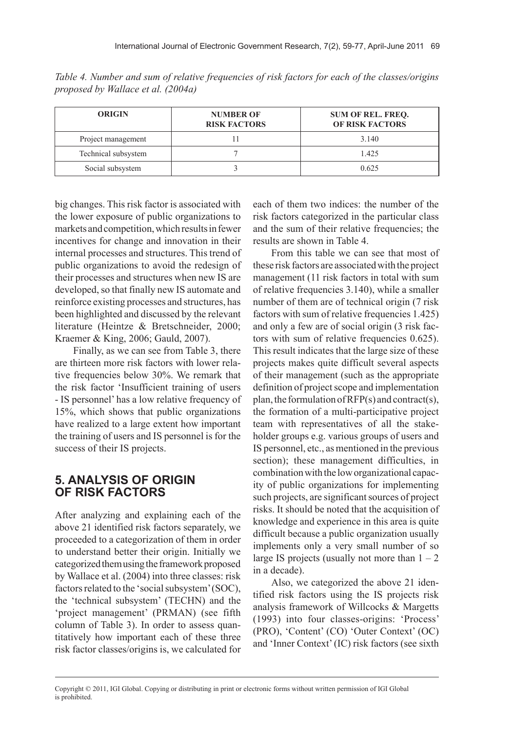*Table 4. Number and sum of relative frequencies of risk factors for each of the classes/origins proposed by Wallace et al. (2004a)*

| ORIGIN | NUMBER OF RISK FACTORS | SUM OF REL. FREQ. OF RISK FACTORS |
|---|---|---|
| Project management | 11 | 3.140 |
| Technical subsystem | 7 | 1.425 |
| Social subsystem | 3 | 0.625 |

big changes. This risk factor is associated with the lower exposure of public organizations to markets and competition, which results in fewer incentives for change and innovation in their internal processes and structures. This trend of public organizations to avoid the redesign of their processes and structures when new IS are developed, so that finally new IS automate and reinforce existing processes and structures, has been highlighted and discussed by the relevant literature (Heintze & Bretschneider, 2000; Kraemer & King, 2006; Gauld, 2007).

Finally, as we can see from Table 3, there are thirteen more risk factors with lower relative frequencies below 30%. We remark that the risk factor 'Insufficient training of users - IS personnel' has a low relative frequency of 15%, which shows that public organizations have realized to a large extent how important the training of users and IS personnel is for the success of their IS projects.

## 5. ANALYSIS OF ORIGIN OF RISK FACTORS

After analyzing and explaining each of the above 21 identified risk factors separately, we proceeded to a categorization of them in order to understand better their origin. Initially we categorized them using the framework proposed by Wallace et al. (2004) into three classes: risk factors related to the 'social subsystem' (SOC), the 'technical subsystem' (TECHN) and the 'project management' (PRMAN) (see fifth column of Table 3). In order to assess quantitatively how important each of these three risk factor classes/origins is, we calculated for each of them two indices: the number of the risk factors categorized in the particular class and the sum of their relative frequencies; the results are shown in Table 4.

From this table we can see that most of these risk factors are associated with the project management (11 risk factors in total with sum of relative frequencies 3.140), while a smaller number of them are of technical origin (7 risk factors with sum of relative frequencies 1.425) and only a few are of social origin (3 risk factors with sum of relative frequencies 0.625). This result indicates that the large size of these projects makes quite difficult several aspects of their management (such as the appropriate definition of project scope and implementation plan, the formulation of RFP(s) and contract(s), the formation of a multi-participative project team with representatives of all the stakeholder groups e.g. various groups of users and IS personnel, etc., as mentioned in the previous section); these management difficulties, in combination with the low organizational capacity of public organizations for implementing such projects, are significant sources of project risks. It should be noted that the acquisition of knowledge and experience in this area is quite difficult because a public organization usually implements only a very small number of so large IS projects (usually not more than 1 – 2 in a decade).

Also, we categorized the above 21 identified risk factors using the IS projects risk analysis framework of Willcocks & Margetts (1993) into four classes-origins: 'Process' (PRO), 'Content' (CO) 'Outer Context' (OC) and 'Inner Context' (IC) risk factors (see sixth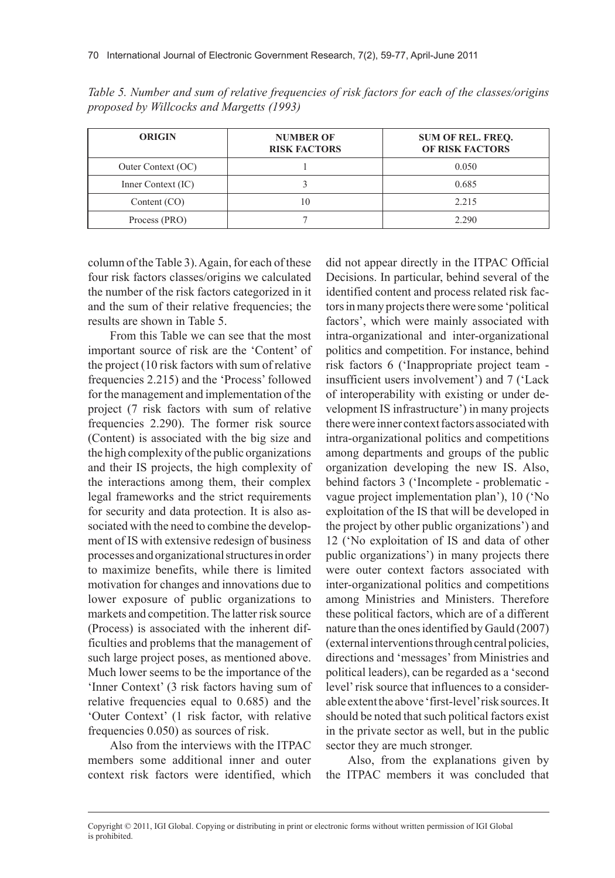*Table 5. Number and sum of relative frequencies of risk factors for each of the classes/origins proposed by Willcocks and Margetts (1993)*

| ORIGIN | NUMBER OF RISK FACTORS | SUM OF REL. FREQ. OF RISK FACTORS |
|---|---|---|
| Outer Context (OC) | 1 | 0.050 |
| Inner Context (IC) | 3 | 0.685 |
| Content (CO) | 10 | 2.215 |
| Process (PRO) | 7 | 2.290 |

column of the Table 3). Again, for each of these four risk factors classes/origins we calculated the number of the risk factors categorized in it and the sum of their relative frequencies; the results are shown in Table 5.

From this Table we can see that the most important source of risk are the 'Content' of the project (10 risk factors with sum of relative frequencies 2.215) and the 'Process' followed for the management and implementation of the project (7 risk factors with sum of relative frequencies 2.290). The former risk source (Content) is associated with the big size and the high complexity of the public organizations and their IS projects, the high complexity of the interactions among them, their complex legal frameworks and the strict requirements for security and data protection. It is also associated with the need to combine the development of IS with extensive redesign of business processes and organizational structures in order to maximize benefits, while there is limited motivation for changes and innovations due to lower exposure of public organizations to markets and competition. The latter risk source (Process) is associated with the inherent difficulties and problems that the management of such large project poses, as mentioned above. Much lower seems to be the importance of the 'Inner Context' (3 risk factors having sum of relative frequencies equal to 0.685) and the 'Outer Context' (1 risk factor, with relative frequencies 0.050) as sources of risk.

Also from the interviews with the ITPAC members some additional inner and outer context risk factors were identified, which did not appear directly in the ITPAC Official Decisions. In particular, behind several of the identified content and process related risk factors in many projects there were some 'political factors', which were mainly associated with intra-organizational and inter-organizational politics and competition. For instance, behind risk factors 6 ('Inappropriate project team - insufficient users involvement') and 7 ('Lack of interoperability with existing or under development IS infrastructure') in many projects there were inner context factors associated with intra-organizational politics and competitions among departments and groups of the public organization developing the new IS. Also, behind factors 3 ('Incomplete - problematic - vague project implementation plan'), 10 ('No exploitation of the IS that will be developed in the project by other public organizations') and 12 ('No exploitation of IS and data of other public organizations') in many projects there were outer context factors associated with inter-organizational politics and competitions among Ministries and Ministers. Therefore these political factors, which are of a different nature than the ones identified by Gauld (2007) (external interventions through central policies, directions and 'messages' from Ministries and political leaders), can be regarded as a 'second level' risk source that influences to a considerable extent the above 'first-level' risk sources. It should be noted that such political factors exist in the private sector as well, but in the public sector they are much stronger.

Also, from the explanations given by the ITPAC members it was concluded that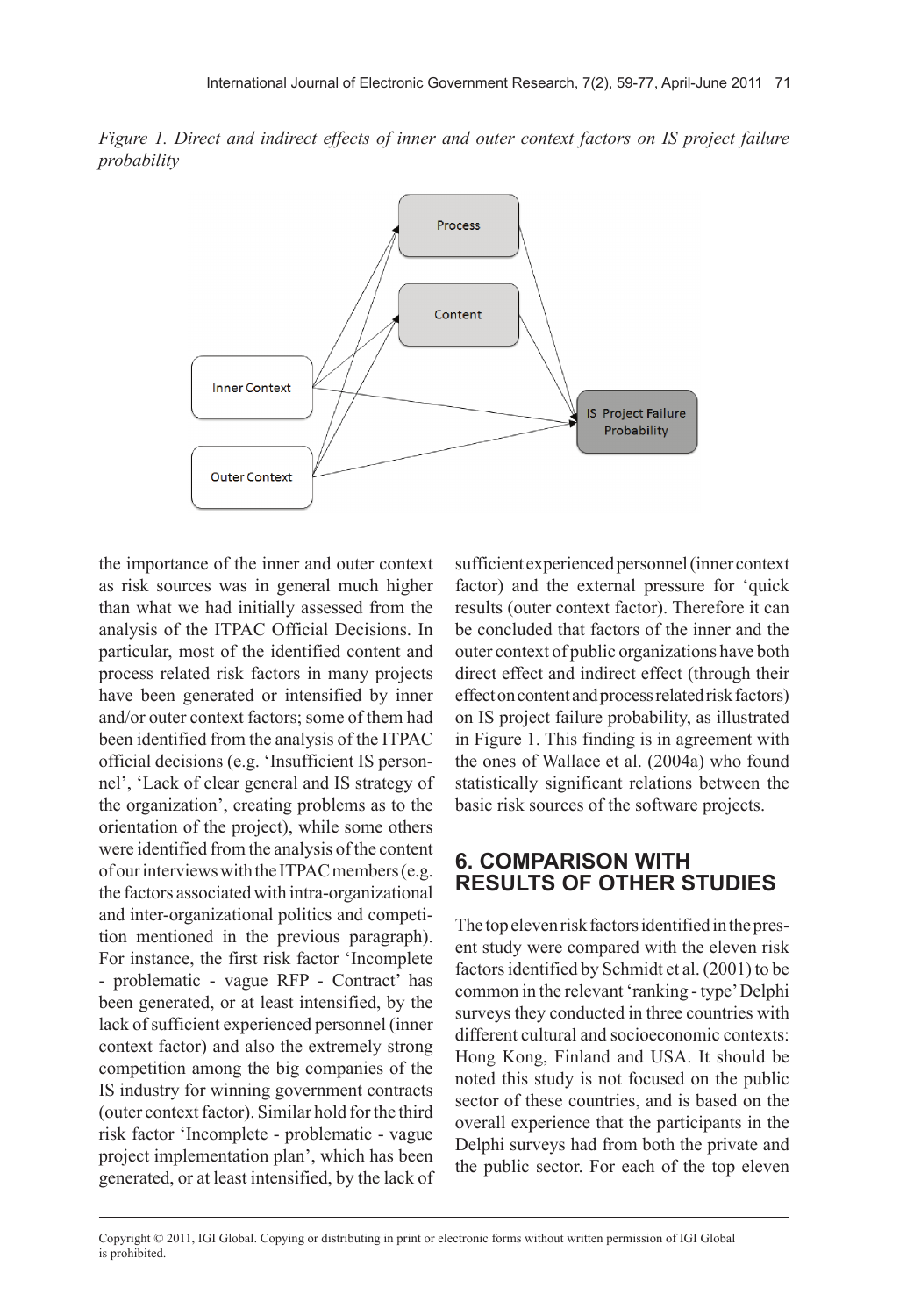*Figure 1. Direct and indirect effects of inner and outer context factors on IS project failure probability*

the importance of the inner and outer context as risk sources was in general much higher than what we had initially assessed from the analysis of the ITPAC Official Decisions. In particular, most of the identified content and process related risk factors in many projects have been generated or intensified by inner and/or outer context factors; some of them had been identified from the analysis of the ITPAC official decisions (e.g. 'Insufficient IS personnel', 'Lack of clear general and IS strategy of the organization', creating problems as to the orientation of the project), while some others were identified from the analysis of the content of our interviews with the ITPAC members (e.g. the factors associated with intra-organizational and inter-organizational politics and competition mentioned in the previous paragraph). For instance, the first risk factor 'Incomplete - problematic - vague RFP - Contract' has been generated, or at least intensified, by the lack of sufficient experienced personnel (inner context factor) and also the extremely strong competition among the big companies of the IS industry for winning government contracts (outer context factor). Similar hold for the third risk factor 'Incomplete - problematic - vague project implementation plan', which has been generated, or at least intensified, by the lack of sufficient experienced personnel (inner context factor) and the external pressure for 'quick results (outer context factor). Therefore it can be concluded that factors of the inner and the outer context of public organizations have both direct effect and indirect effect (through their effect on content and process related risk factors) on IS project failure probability, as illustrated in Figure 1. This finding is in agreement with the ones of Wallace et al. (2004a) who found statistically significant relations between the basic risk sources of the software projects.

## 6. COMPARISON WITH RESULTS OF OTHER STUDIES

The top eleven risk factors identified in the present study were compared with the eleven risk factors identified by Schmidt et al. (2001) to be common in the relevant 'ranking - type' Delphi surveys they conducted in three countries with different cultural and socioeconomic contexts: Hong Kong, Finland and USA. It should be noted this study is not focused on the public sector of these countries, and is based on the overall experience that the participants in the Delphi surveys had from both the private and the public sector. For each of the top eleven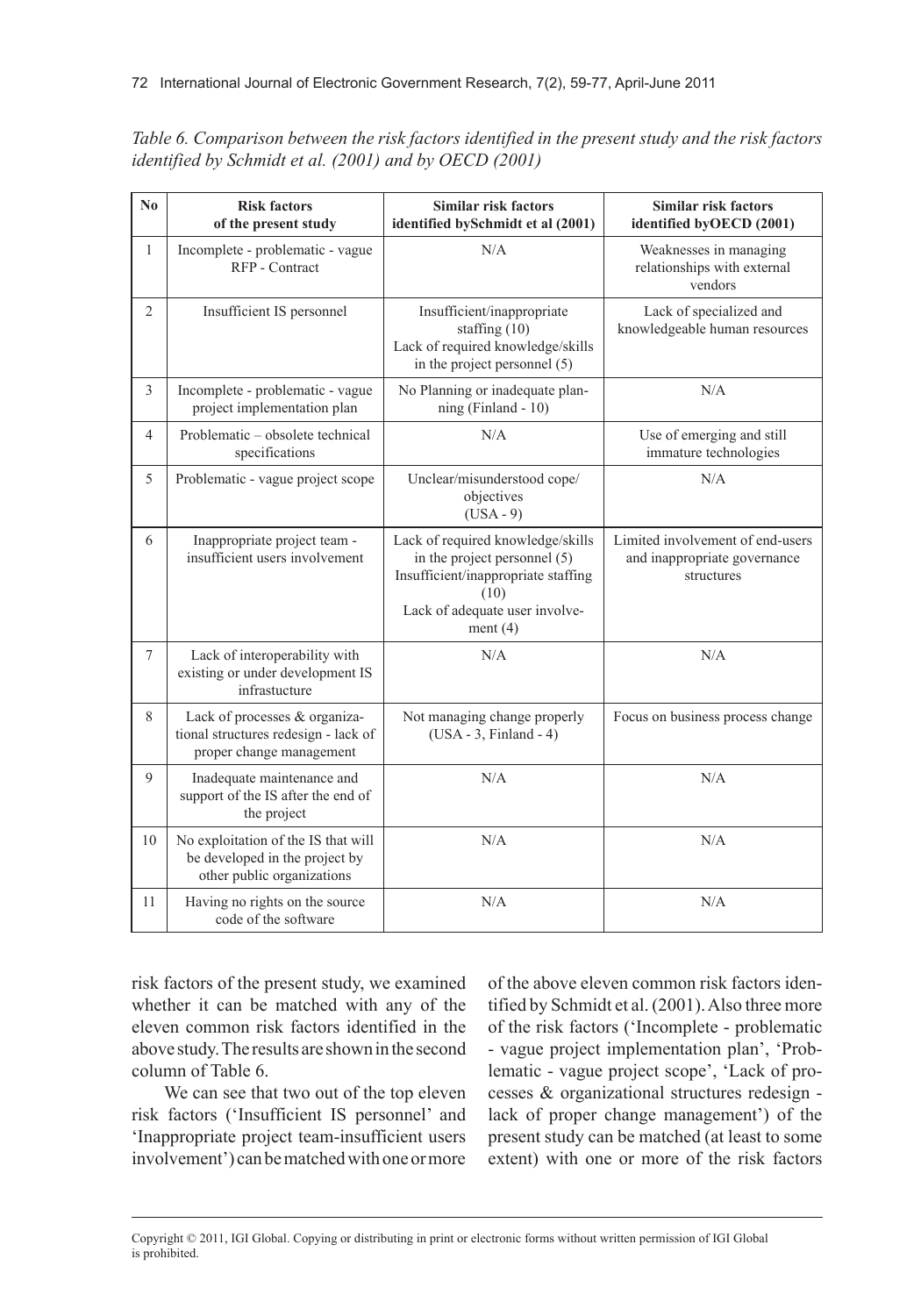*Table 6. Comparison between the risk factors identified in the present study and the risk factors identified by Schmidt et al. (2001) and by OECD (2001)*

| No | Risk factors of the present study | Similar risk factors identified bySchmidt et al (2001) | Similar risk factors identified byOECD (2001) |
|---|---|---|---|
| 1 | Incomplete - problematic - vague RFP - Contract | N/A | Weaknesses in managing relationships with external vendors |
| 2 | Insufficient IS personnel | Insufficient/inappropriate staffing (10) Lack of required knowledge/skills in the project personnel (5) | Lack of specialized and knowledgeable human resources |
| 3 | Incomplete - problematic - vague project implementation plan | No Planning or inadequate planning (Finland - 10) | N/A |
| 4 | Problematic – obsolete technical specifications | N/A | Use of emerging and still immature technologies |
| 5 | Problematic - vague project scope | Unclear/misunderstood cope/ objectives (USA - 9) | N/A |
| 6 | Inappropriate project team - insufficient users involvement | Lack of required knowledge/skills in the project personnel (5) Insufficient/inappropriate staffing (10) Lack of adequate user involvement (4) | Limited involvement of end-users and inappropriate governance structures |
| 7 | Lack of interoperability with existing or under development IS infrastucture | N/A | N/A |
| 8 | Lack of processes & organizational structures redesign - lack of proper change management | Not managing change properly (USA - 3, Finland - 4) | Focus on business process change |
| 9 | Inadequate maintenance and support of the IS after the end of the project | N/A | N/A |
| 10 | No exploitation of the IS that will be developed in the project by other public organizations | N/A | N/A |
| 11 | Having no rights on the source code of the software | N/A | N/A |

risk factors of the present study, we examined whether it can be matched with any of the eleven common risk factors identified in the above study. The results are shown in the second column of Table 6.

We can see that two out of the top eleven risk factors ('Insufficient IS personnel' and 'Inappropriate project team-insufficient users involvement') can be matched with one or more of the above eleven common risk factors identified by Schmidt et al. (2001). Also three more of the risk factors ('Incomplete - problematic - vague project implementation plan', 'Problematic - vague project scope', 'Lack of processes & organizational structures redesign - lack of proper change management') of the present study can be matched (at least to some extent) with one or more of the risk factors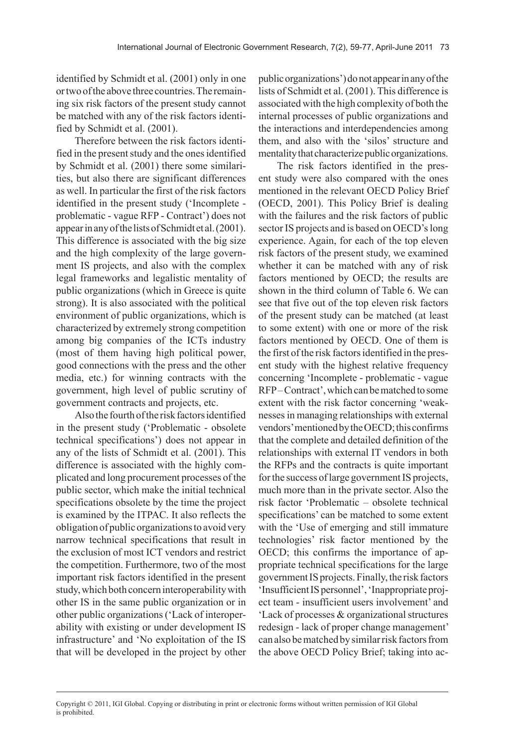identified by Schmidt et al. (2001) only in one or two of the above three countries. The remaining six risk factors of the present study cannot be matched with any of the risk factors identified by Schmidt et al. (2001).

Therefore between the risk factors identified in the present study and the ones identified by Schmidt et al. (2001) there some similarities, but also there are significant differences as well. In particular the first of the risk factors identified in the present study ('Incomplete - problematic - vague RFP - Contract') does not appear in any of the lists of Schmidt et al. (2001). This difference is associated with the big size and the high complexity of the large government IS projects, and also with the complex legal frameworks and legalistic mentality of public organizations (which in Greece is quite strong). It is also associated with the political environment of public organizations, which is characterized by extremely strong competition among big companies of the ICTs industry (most of them having high political power, good connections with the press and the other media, etc.) for winning contracts with the government, high level of public scrutiny of government contracts and projects, etc.

Also the fourth of the risk factors identified in the present study ('Problematic - obsolete technical specifications') does not appear in any of the lists of Schmidt et al. (2001). This difference is associated with the highly complicated and long procurement processes of the public sector, which make the initial technical specifications obsolete by the time the project is examined by the ITPAC. It also reflects the obligation of public organizations to avoid very narrow technical specifications that result in the exclusion of most ICT vendors and restrict the competition. Furthermore, two of the most important risk factors identified in the present study, which both concern interoperability with other IS in the same public organization or in other public organizations ('Lack of interoperability with existing or under development IS infrastructure' and 'No exploitation of the IS that will be developed in the project by other public organizations') do not appear in any of the lists of Schmidt et al. (2001). This difference is associated with the high complexity of both the internal processes of public organizations and the interactions and interdependencies among them, and also with the 'silos' structure and mentality that characterize public organizations.

The risk factors identified in the present study were also compared with the ones mentioned in the relevant OECD Policy Brief (OECD, 2001). This Policy Brief is dealing with the failures and the risk factors of public sector IS projects and is based on OECD's long experience. Again, for each of the top eleven risk factors of the present study, we examined whether it can be matched with any of risk factors mentioned by OECD; the results are shown in the third column of Table 6. We can see that five out of the top eleven risk factors of the present study can be matched (at least to some extent) with one or more of the risk factors mentioned by OECD. One of them is the first of the risk factors identified in the present study with the highest relative frequency concerning 'Incomplete - problematic - vague RFP – Contract', which can be matched to some extent with the risk factor concerning 'weaknesses in managing relationships with external vendors' mentioned by the OECD; this confirms that the complete and detailed definition of the relationships with external IT vendors in both the RFPs and the contracts is quite important for the success of large government IS projects, much more than in the private sector. Also the risk factor 'Problematic – obsolete technical specifications' can be matched to some extent with the 'Use of emerging and still immature technologies' risk factor mentioned by the OECD; this confirms the importance of appropriate technical specifications for the large government IS projects. Finally, the risk factors 'Insufficient IS personnel', 'Inappropriate project team - insufficient users involvement' and 'Lack of processes & organizational structures redesign - lack of proper change management' can also be matched by similar risk factors from the above OECD Policy Brief; taking into ac-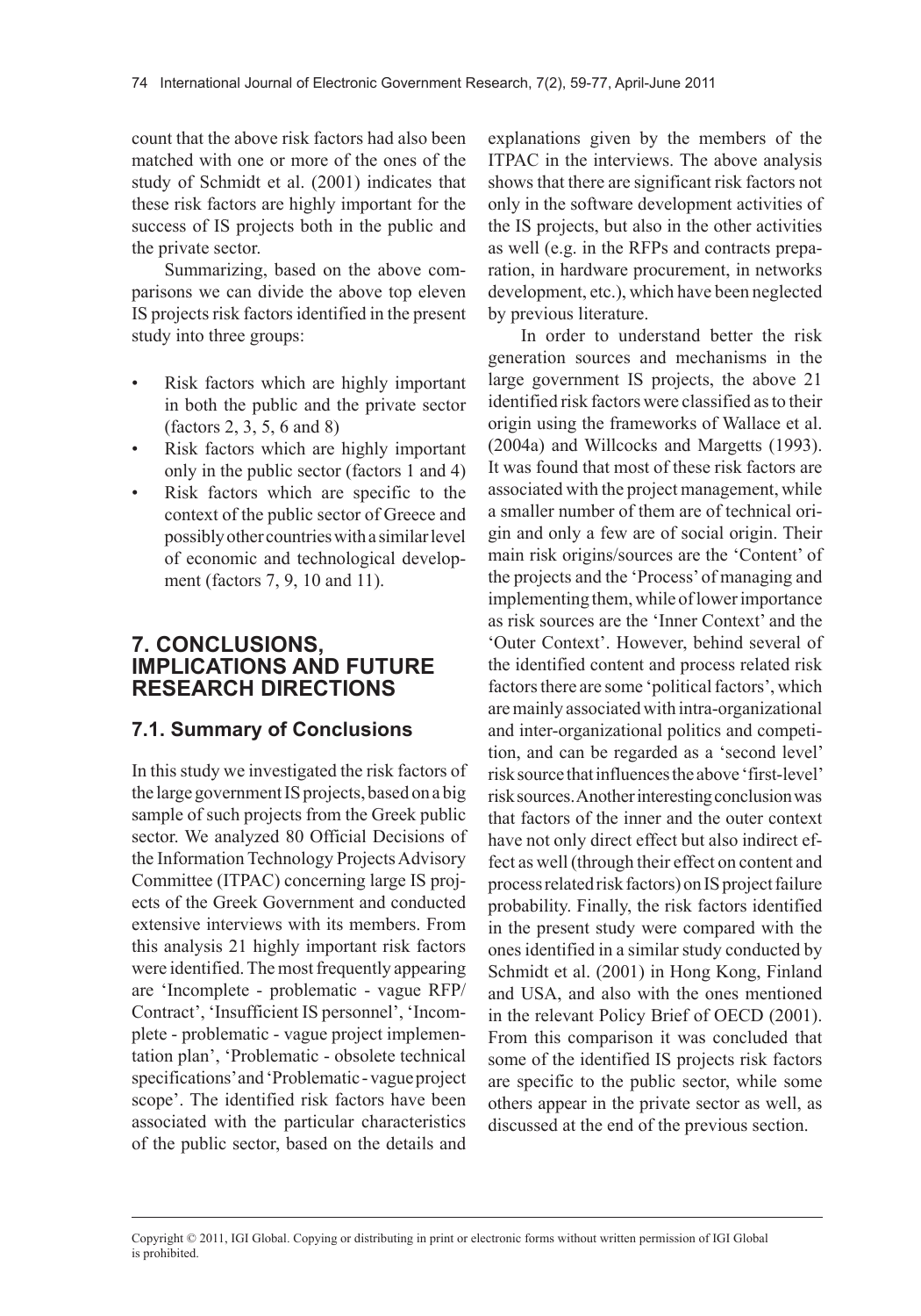count that the above risk factors had also been matched with one or more of the ones of the study of Schmidt et al. (2001) indicates that these risk factors are highly important for the success of IS projects both in the public and the private sector.

Summarizing, based on the above comparisons we can divide the above top eleven IS projects risk factors identified in the present study into three groups:

- Risk factors which are highly important in both the public and the private sector (factors 2, 3, 5, 6 and 8)
- Risk factors which are highly important only in the public sector (factors 1 and 4)
- Risk factors which are specific to the context of the public sector of Greece and possibly other countries with a similar level of economic and technological development (factors 7, 9, 10 and 11).

## 7. CONCLUSIONS, IMPLICATIONS AND FUTURE RESEARCH DIRECTIONS

### 7.1. Summary of Conclusions

In this study we investigated the risk factors of the large government IS projects, based on a big sample of such projects from the Greek public sector. We analyzed 80 Official Decisions of the Information Technology Projects Advisory Committee (ITPAC) concerning large IS projects of the Greek Government and conducted extensive interviews with its members. From this analysis 21 highly important risk factors were identified. The most frequently appearing are 'Incomplete - problematic - vague RFP/Contract', 'Insufficient IS personnel', 'Incomplete - problematic - vague project implementation plan', 'Problematic - obsolete technical specifications' and 'Problematic - vague project scope'. The identified risk factors have been associated with the particular characteristics of the public sector, based on the details and explanations given by the members of the ITPAC in the interviews. The above analysis shows that there are significant risk factors not only in the software development activities of the IS projects, but also in the other activities as well (e.g. in the RFPs and contracts preparation, in hardware procurement, in networks development, etc.), which have been neglected by previous literature.

In order to understand better the risk generation sources and mechanisms in the large government IS projects, the above 21 identified risk factors were classified as to their origin using the frameworks of Wallace et al. (2004a) and Willcocks and Margetts (1993). It was found that most of these risk factors are associated with the project management, while a smaller number of them are of technical origin and only a few are of social origin. Their main risk origins/sources are the 'Content' of the projects and the 'Process' of managing and implementing them, while of lower importance as risk sources are the 'Inner Context' and the 'Outer Context'. However, behind several of the identified content and process related risk factors there are some 'political factors', which are mainly associated with intra-organizational and inter-organizational politics and competition, and can be regarded as a 'second level' risk source that influences the above 'first-level' risk sources. Another interesting conclusion was that factors of the inner and the outer context have not only direct effect but also indirect effect as well (through their effect on content and process related risk factors) on IS project failure probability. Finally, the risk factors identified in the present study were compared with the ones identified in a similar study conducted by Schmidt et al. (2001) in Hong Kong, Finland and USA, and also with the ones mentioned in the relevant Policy Brief of OECD (2001). From this comparison it was concluded that some of the identified IS projects risk factors are specific to the public sector, while some others appear in the private sector as well, as discussed at the end of the previous section.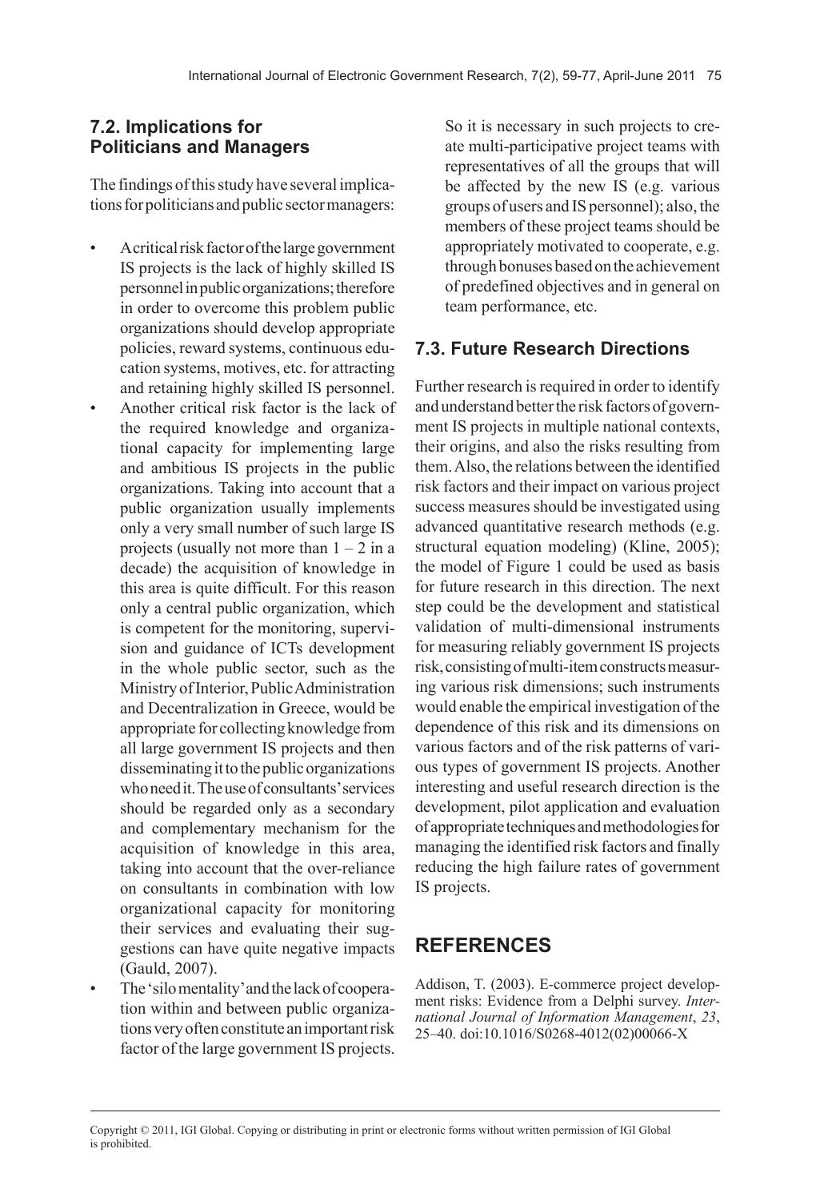## 7.2. Implications for Politicians and Managers

The findings of this study have several implications for politicians and public sector managers:

- A critical risk factor of the large government IS projects is the lack of highly skilled IS personnel in public organizations; therefore in order to overcome this problem public organizations should develop appropriate policies, reward systems, continuous education systems, motives, etc. for attracting and retaining highly skilled IS personnel.
- Another critical risk factor is the lack of the required knowledge and organizational capacity for implementing large and ambitious IS projects in the public organizations. Taking into account that a public organization usually implements only a very small number of such large IS projects (usually not more than 1 – 2 in a decade) the acquisition of knowledge in this area is quite difficult. For this reason only a central public organization, which is competent for the monitoring, supervision and guidance of ICTs development in the whole public sector, such as the Ministry of Interior, Public Administration and Decentralization in Greece, would be appropriate for collecting knowledge from all large government IS projects and then disseminating it to the public organizations who need it. The use of consultants' services should be regarded only as a secondary and complementary mechanism for the acquisition of knowledge in this area, taking into account that the over-reliance on consultants in combination with low organizational capacity for monitoring their services and evaluating their suggestions can have quite negative impacts (Gauld, 2007).
- The 'silo mentality' and the lack of cooperation within and between public organizations very often constitute an important risk factor of the large government IS projects. So it is necessary in such projects to create multi-participative project teams with representatives of all the groups that will be affected by the new IS (e.g. various groups of users and IS personnel); also, the members of these project teams should be appropriately motivated to cooperate, e.g. through bonuses based on the achievement of predefined objectives and in general on team performance, etc.

## 7.3. Future Research Directions

Further research is required in order to identify and understand better the risk factors of government IS projects in multiple national contexts, their origins, and also the risks resulting from them. Also, the relations between the identified risk factors and their impact on various project success measures should be investigated using advanced quantitative research methods (e.g. structural equation modeling) (Kline, 2005); the model of Figure 1 could be used as basis for future research in this direction. The next step could be the development and statistical validation of multi-dimensional instruments for measuring reliably government IS projects risk, consisting of multi-item constructs measuring various risk dimensions; such instruments would enable the empirical investigation of the dependence of this risk and its dimensions on various factors and of the risk patterns of various types of government IS projects. Another interesting and useful research direction is the development, pilot application and evaluation of appropriate techniques and methodologies for managing the identified risk factors and finally reducing the high failure rates of government IS projects.

# REFERENCES

Addison, T. (2003). E-commerce project development risks: Evidence from a Delphi survey. *International Journal of Information Management*, *23*, 25–40. doi:10.1016/S0268-4012(02)00066-X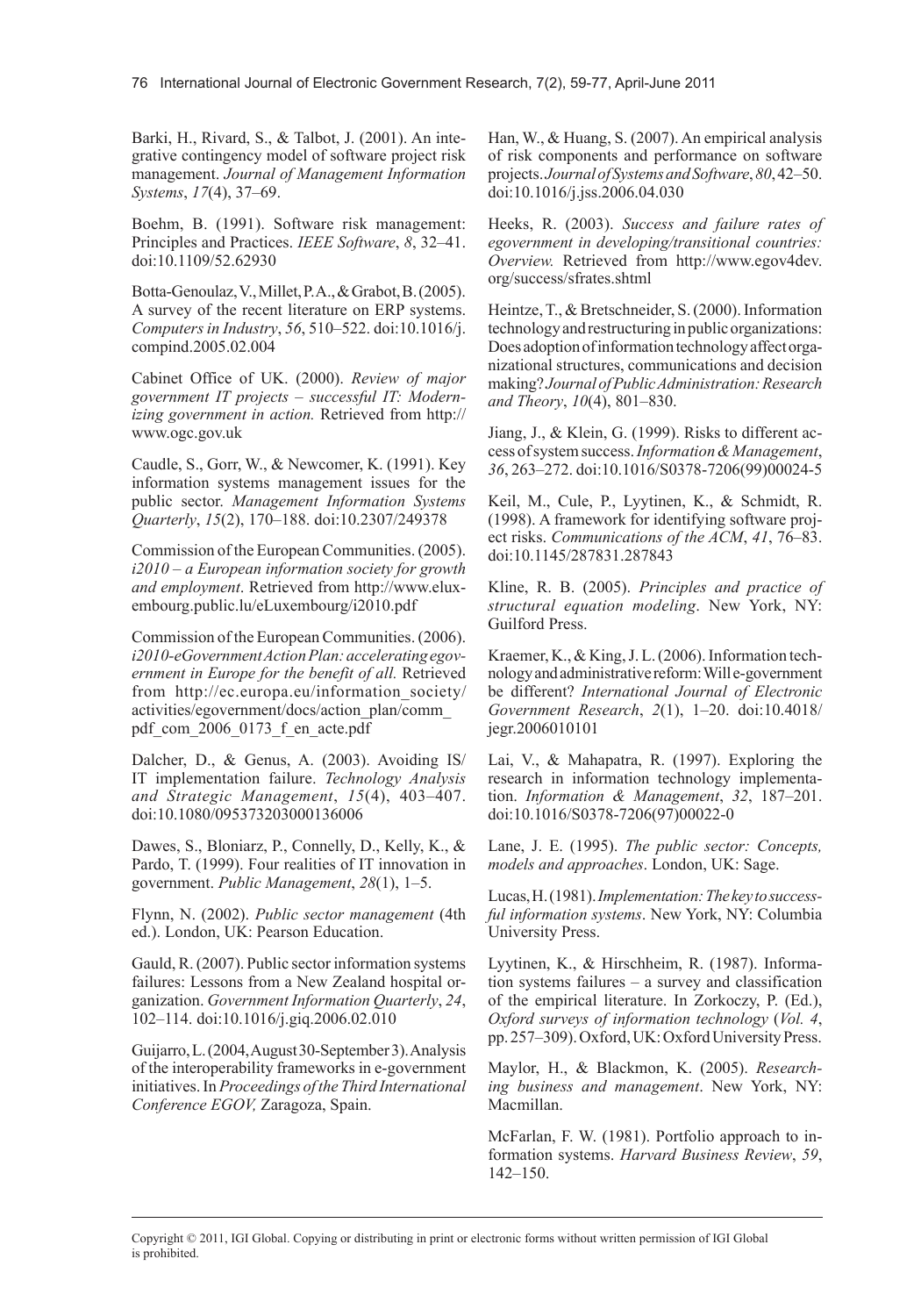Barki, H., Rivard, S., & Talbot, J. (2001). An integrative contingency model of software project risk management. *Journal of Management Information Systems*, *17*(4), 37–69.

Boehm, B. (1991). Software risk management: Principles and Practices. *IEEE Software*, *8*, 32–41. doi:10.1109/52.62930

Botta-Genoulaz, V., Millet, P. A., & Grabot, B. (2005). A survey of the recent literature on ERP systems. *Computers in Industry*, *56*, 510–522. doi:10.1016/j.compind.2005.02.004

Cabinet Office of UK. (2000). *Review of major government IT projects – successful IT: Modernizing government in action.* Retrieved from http://www.ogc.gov.uk

Caudle, S., Gorr, W., & Newcomer, K. (1991). Key information systems management issues for the public sector. *Management Information Systems Quarterly*, *15*(2), 170–188. doi:10.2307/249378

Commission of the European Communities. (2005). *i2010 – a European information society for growth and employment*. Retrieved from http://www.eluxembourg.public.lu/eLuxembourg/i2010.pdf

Commission of the European Communities. (2006). *i2010-eGovernment Action Plan: accelerating egovernment in Europe for the benefit of all.* Retrieved from http://ec.europa.eu/information_society/activities/egovernment/docs/action_plan/comm_pdf_com_2006_0173_f_en_acte.pdf

Dalcher, D., & Genus, A. (2003). Avoiding IS/IT implementation failure. *Technology Analysis and Strategic Management*, *15*(4), 403–407. doi:10.1080/095373203000136006

Dawes, S., Bloniarz, P., Connelly, D., Kelly, K., & Pardo, T. (1999). Four realities of IT innovation in government. *Public Management*, *28*(1), 1–5.

Flynn, N. (2002). *Public sector management* (4th ed.). London, UK: Pearson Education.

Gauld, R. (2007). Public sector information systems failures: Lessons from a New Zealand hospital organization. *Government Information Quarterly*, *24*, 102–114. doi:10.1016/j.giq.2006.02.010

Guijarro, L. (2004, August 30-September 3). Analysis of the interoperability frameworks in e-government initiatives. In *Proceedings of the Third International Conference EGOV,* Zaragoza, Spain.

Han, W., & Huang, S. (2007). An empirical analysis of risk components and performance on software projects. *Journal of Systems and Software*, *80*, 42–50. doi:10.1016/j.jss.2006.04.030

Heeks, R. (2003). *Success and failure rates of egovernment in developing/transitional countries: Overview.* Retrieved from http://www.egov4dev.org/success/sfrates.shtml

Heintze, T., & Bretschneider, S. (2000). Information technology and restructuring in public organizations: Does adoption of information technology affect organizational structures, communications and decision making? *Journal of Public Administration: Research and Theory*, *10*(4), 801–830.

Jiang, J., & Klein, G. (1999). Risks to different access of system success. *Information & Management*, *36*, 263–272. doi:10.1016/S0378-7206(99)00024-5

Keil, M., Cule, P., Lyytinen, K., & Schmidt, R. (1998). A framework for identifying software project risks. *Communications of the ACM*, *41*, 76–83. doi:10.1145/287831.287843

Kline, R. B. (2005). *Principles and practice of structural equation modeling*. New York, NY: Guilford Press.

Kraemer, K., & King, J. L. (2006). Information technology and administrative reform: Will e-government be different? *International Journal of Electronic Government Research*, *2*(1), 1–20. doi:10.4018/jegr.2006010101

Lai, V., & Mahapatra, R. (1997). Exploring the research in information technology implementation. *Information & Management*, *32*, 187–201. doi:10.1016/S0378-7206(97)00022-0

Lane, J. E. (1995). *The public sector: Concepts, models and approaches*. London, UK: Sage.

Lucas, H. (1981). *Implementation: The key to successful information systems*. New York, NY: Columbia University Press.

Lyytinen, K., & Hirschheim, R. (1987). Information systems failures – a survey and classification of the empirical literature. In Zorkoczy, P. (Ed.), *Oxford surveys of information technology* (*Vol. 4*, pp. 257–309). Oxford, UK: Oxford University Press.

Maylor, H., & Blackmon, K. (2005). *Researching business and management*. New York, NY: Macmillan.

McFarlan, F. W. (1981). Portfolio approach to information systems. *Harvard Business Review*, *59*, 142–150.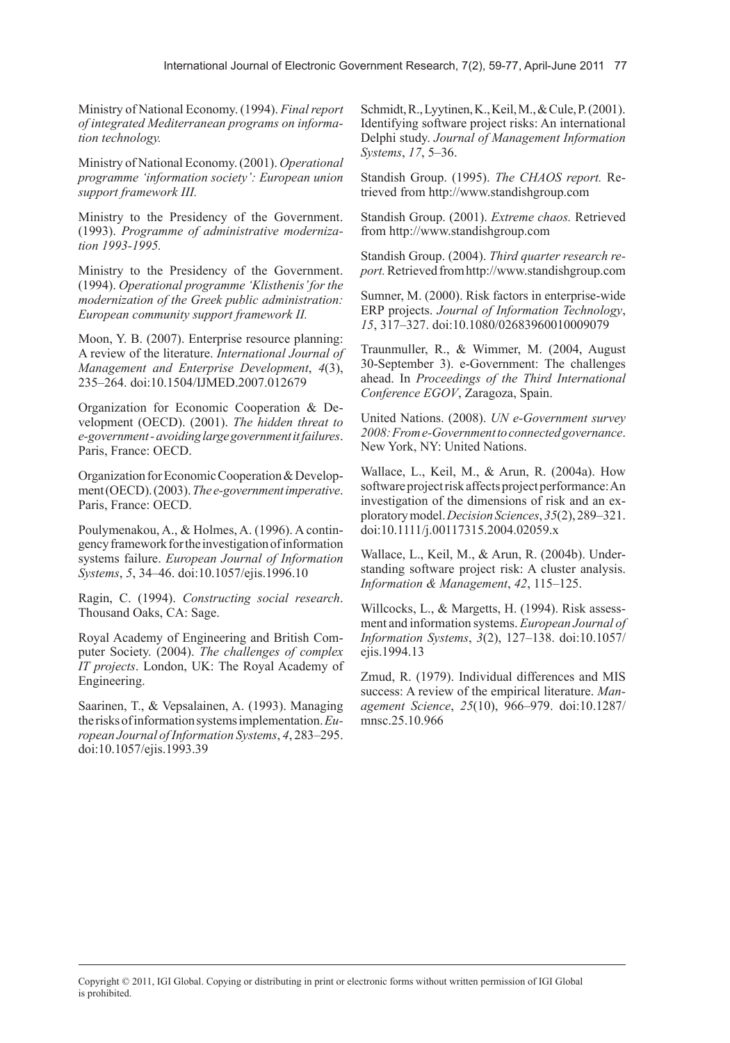Ministry of National Economy. (1994). *Final report of integrated Mediterranean programs on information technology.*

Ministry of National Economy. (2001). *Operational programme 'information society': European union support framework III.*

Ministry to the Presidency of the Government. (1993). *Programme of administrative modernization 1993-1995.*

Ministry to the Presidency of the Government. (1994). *Operational programme 'Klisthenis' for the modernization of the Greek public administration: European community support framework II.*

Moon, Y. B. (2007). Enterprise resource planning: A review of the literature. *International Journal of Management and Enterprise Development*, *4*(3), 235–264. doi:10.1504/IJMED.2007.012679

Organization for Economic Cooperation & Development (OECD). (2001). *The hidden threat to e-government - avoiding large government it failures*. Paris, France: OECD.

Organization for Economic Cooperation & Development (OECD). (2003). *The e-government imperative*. Paris, France: OECD.

Poulymenakou, A., & Holmes, A. (1996). A contingency framework for the investigation of information systems failure. *European Journal of Information Systems*, *5*, 34–46. doi:10.1057/ejis.1996.10

Ragin, C. (1994). *Constructing social research*. Thousand Oaks, CA: Sage.

Royal Academy of Engineering and British Computer Society. (2004). *The challenges of complex IT projects*. London, UK: The Royal Academy of Engineering.

Saarinen, T., & Vepsalainen, A. (1993). Managing the risks of information systems implementation. *European Journal of Information Systems*, *4*, 283–295. doi:10.1057/ejis.1993.39

Schmidt, R., Lyytinen, K., Keil, M., & Cule, P. (2001). Identifying software project risks: An international Delphi study. *Journal of Management Information Systems*, *17*, 5–36.

Standish Group. (1995). *The CHAOS report.* Retrieved from http://www.standishgroup.com

Standish Group. (2001). *Extreme chaos.* Retrieved from http://www.standishgroup.com

Standish Group. (2004). *Third quarter research report.* Retrieved from http://www.standishgroup.com

Sumner, M. (2000). Risk factors in enterprise-wide ERP projects. *Journal of Information Technology*, *15*, 317–327. doi:10.1080/02683960010009079

Traunmuller, R., & Wimmer, M. (2004, August 30-September 3). e-Government: The challenges ahead. In *Proceedings of the Third International Conference EGOV*, Zaragoza, Spain.

United Nations. (2008). *UN e-Government survey 2008: From e-Government to connected governance*. New York, NY: United Nations.

Wallace, L., Keil, M., & Arun, R. (2004a). How software project risk affects project performance: An investigation of the dimensions of risk and an exploratory model. *Decision Sciences*, *35*(2), 289–321. doi:10.1111/j.00117315.2004.02059.x

Wallace, L., Keil, M., & Arun, R. (2004b). Understanding software project risk: A cluster analysis. *Information & Management*, *42*, 115–125.

Willcocks, L., & Margetts, H. (1994). Risk assessment and information systems. *European Journal of Information Systems*, *3*(2), 127–138. doi:10.1057/ejis.1994.13

Zmud, R. (1979). Individual differences and MIS success: A review of the empirical literature. *Management Science*, *25*(10), 966–979. doi:10.1287/mnsc.25.10.966